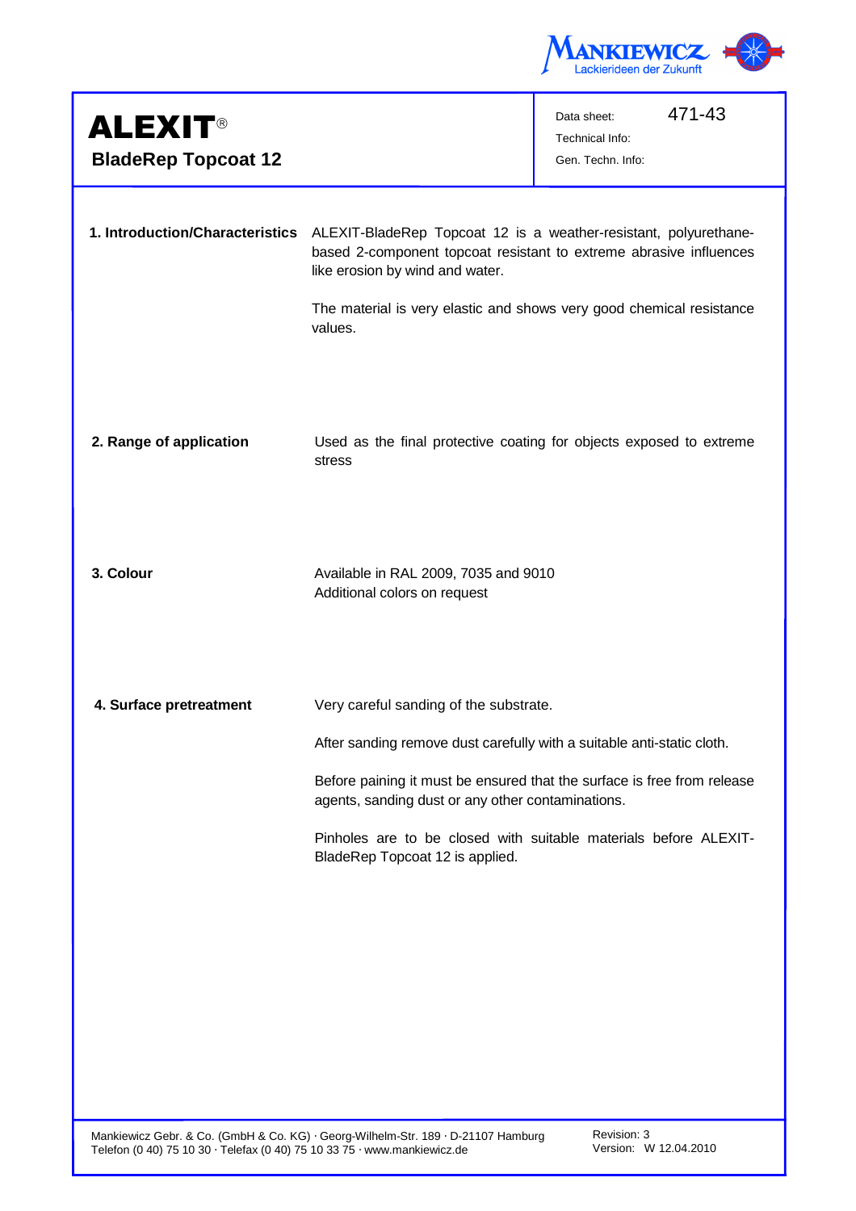# ALEXIT®

## BladeRep Topcoat 12

Data sheet: 471-43
Technical Info:
Gen. Techn. Info:

**1. Introduction/Characteristics**

ALEXIT-BladeRep Topcoat 12 is a weather-resistant, polyurethane-based 2-component topcoat resistant to extreme abrasive influences like erosion by wind and water.

The material is very elastic and shows very good chemical resistance values.

**2. Range of application**

Used as the final protective coating for objects exposed to extreme stress

**3. Colour**

Available in RAL 2009, 7035 and 9010
Additional colors on request

**4. Surface pretreatment**

Very careful sanding of the substrate.

After sanding remove dust carefully with a suitable anti-static cloth.

Before paining it must be ensured that the surface is free from release agents, sanding dust or any other contaminations.

Pinholes are to be closed with suitable materials before ALEXIT-BladeRep Topcoat 12 is applied.

Mankiewicz Gebr. & Co. (GmbH & Co. KG) · Georg-Wilhelm-Str. 189 · D-21107 Hamburg
Telefon (0 40) 75 10 30 · Telefax (0 40) 75 10 33 75 · www.mankiewicz.de

Revision: 3
Version: W 12.04.2010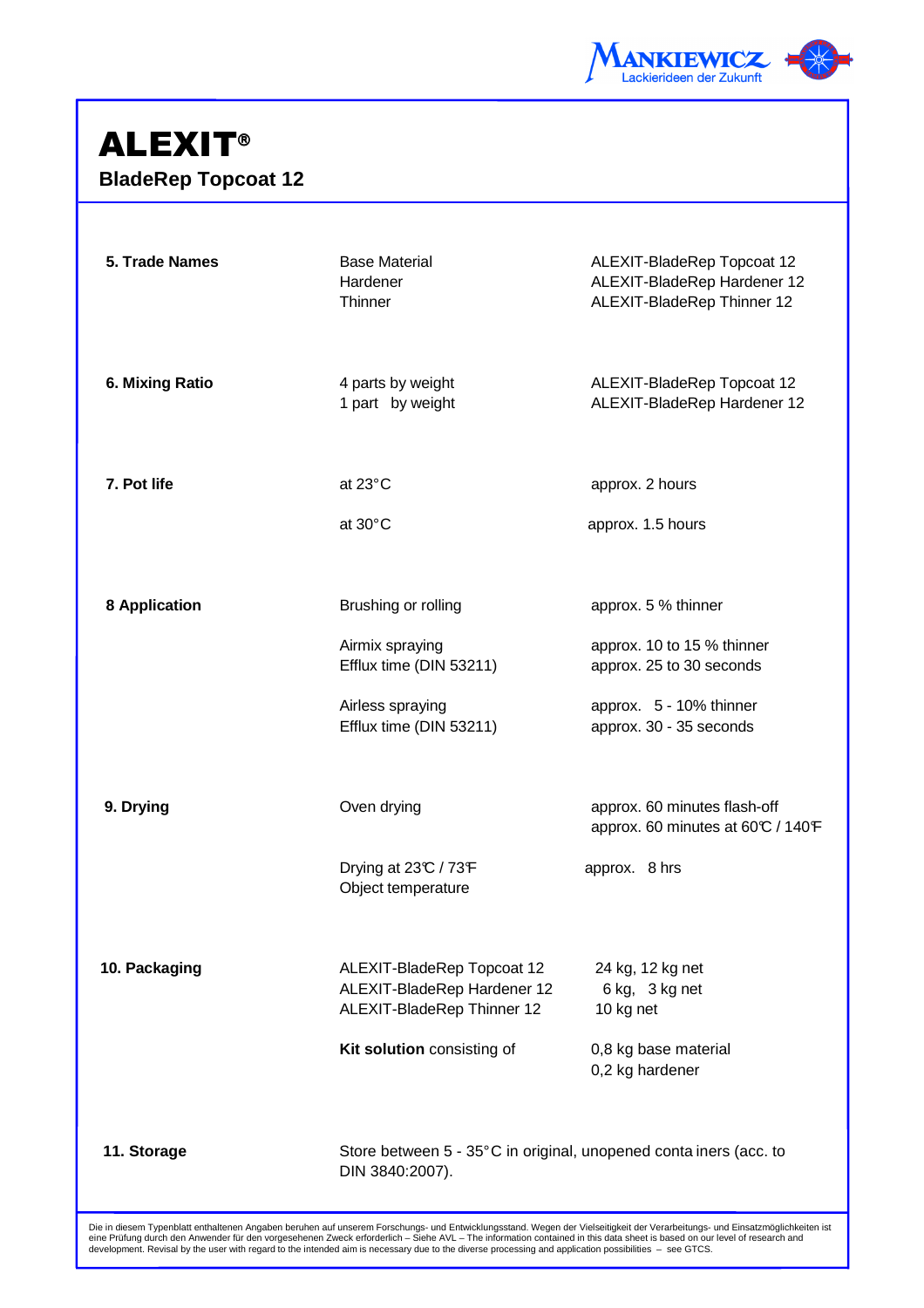# ALEXIT®

## BladeRep Topcoat 12

| | | |
|---|---|---|
| **5. Trade Names** | Base Material<br>Hardener<br>Thinner | ALEXIT-BladeRep Topcoat 12<br>ALEXIT-BladeRep Hardener 12<br>ALEXIT-BladeRep Thinner 12 |
| **6. Mixing Ratio** | 4 parts by weight<br>1 part by weight | ALEXIT-BladeRep Topcoat 12<br>ALEXIT-BladeRep Hardener 12 |
| **7. Pot life** | at 23°C | approx. 2 hours |
| | at 30°C | approx. 1.5 hours |
| **8 Application** | Brushing or rolling | approx. 5 % thinner |
| | Airmix spraying<br>Efflux time (DIN 53211) | approx. 10 to 15 % thinner<br>approx. 25 to 30 seconds |
| | Airless spraying<br>Efflux time (DIN 53211) | approx. 5 - 10% thinner<br>approx. 30 - 35 seconds |
| **9. Drying** | Oven drying | approx. 60 minutes flash-off<br>approx. 60 minutes at 60°C / 140°F |
| | Drying at 23°C / 73°F<br>Object temperature | approx. 8 hrs |
| **10. Packaging** | ALEXIT-BladeRep Topcoat 12<br>ALEXIT-BladeRep Hardener 12<br>ALEXIT-BladeRep Thinner 12 | 24 kg, 12 kg net<br>6 kg, 3 kg net<br>10 kg net |
| | **Kit solution** consisting of | 0,8 kg base material<br>0,2 kg hardener |
| **11. Storage** | Store between 5 - 35°C in original, unopened conta iners (acc. to DIN 3840:2007). | |

Die in diesem Typenblatt enthaltenen Angaben beruhen auf unserem Forschungs- und Entwicklungsstand. Wegen der Vielseitigkeit der Verarbeitungs- und Einsatzmöglichkeiten ist eine Prüfung durch den Anwender für den vorgesehenen Zweck erforderlich – Siehe AVL – The information contained in this data sheet is based on our level of research and development. Revisal by the user with regard to the intended aim is necessary due to the diverse processing and application possibilities – see GTCS.